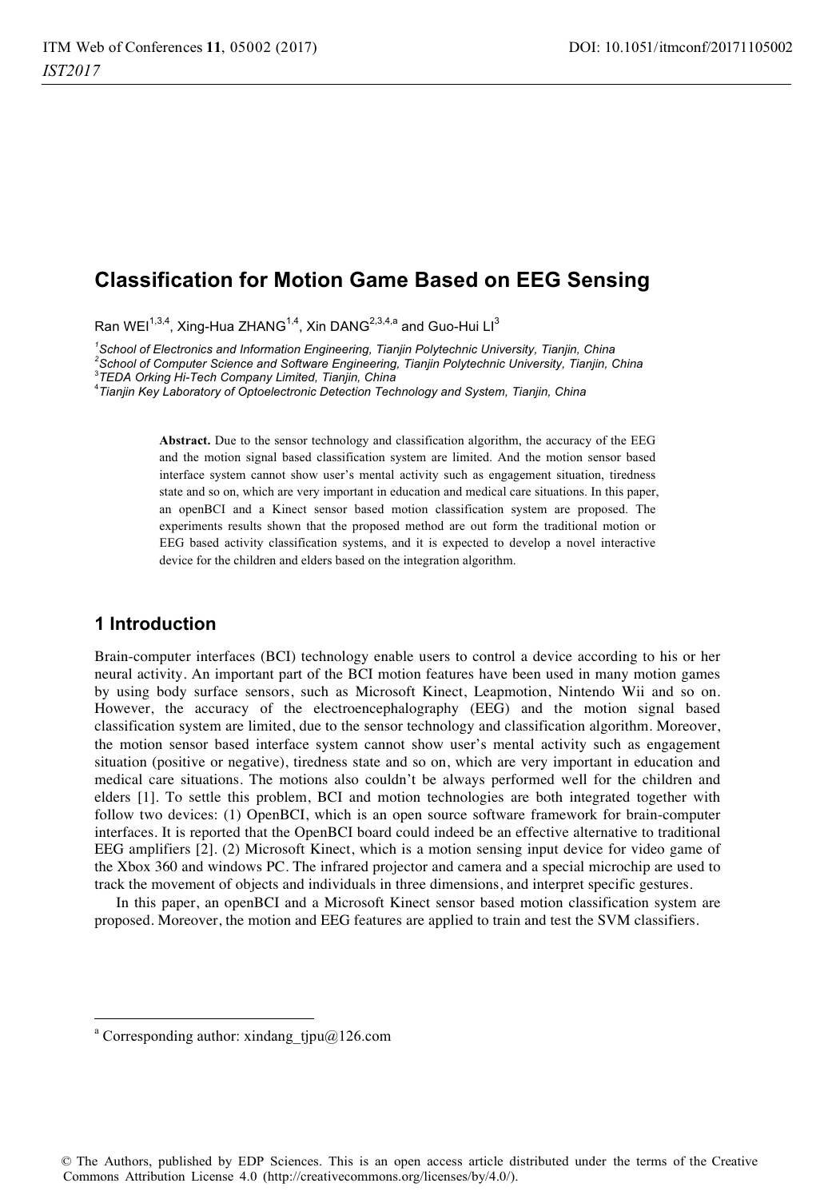# Classification for Motion Game Based on EEG Sensing

Ran WEI[1,3,4], Xing-Hua ZHANG[1,4], Xin DANG[2,3,4,a] and Guo-Hui LI[3]

[1]*School of Electronics and Information Engineering, Tianjin Polytechnic University, Tianjin, China*
[2]*School of Computer Science and Software Engineering, Tianjin Polytechnic University, Tianjin, China*
[3]*TEDA Orking Hi-Tech Company Limited, Tianjin, China*
[4]*Tianjin Key Laboratory of Optoelectronic Detection Technology and System, Tianjin, China*

**Abstract.** Due to the sensor technology and classification algorithm, the accuracy of the EEG and the motion signal based classification system are limited. And the motion sensor based interface system cannot show user's mental activity such as engagement situation, tiredness state and so on, which are very important in education and medical care situations. In this paper, an openBCI and a Kinect sensor based motion classification system are proposed. The experiments results shown that the proposed method are out form the traditional motion or EEG based activity classification systems, and it is expected to develop a novel interactive device for the children and elders based on the integration algorithm.

## 1 Introduction

Brain-computer interfaces (BCI) technology enable users to control a device according to his or her neural activity. An important part of the BCI motion features have been used in many motion games by using body surface sensors, such as Microsoft Kinect, Leapmotion, Nintendo Wii and so on. However, the accuracy of the electroencephalography (EEG) and the motion signal based classification system are limited, due to the sensor technology and classification algorithm. Moreover, the motion sensor based interface system cannot show user's mental activity such as engagement situation (positive or negative), tiredness state and so on, which are very important in education and medical care situations. The motions also couldn't be always performed well for the children and elders [1]. To settle this problem, BCI and motion technologies are both integrated together with follow two devices: (1) OpenBCI, which is an open source software framework for brain-computer interfaces. It is reported that the OpenBCI board could indeed be an effective alternative to traditional EEG amplifiers [2]. (2) Microsoft Kinect, which is a motion sensing input device for video game of the Xbox 360 and windows PC. The infrared projector and camera and a special microchip are used to track the movement of objects and individuals in three dimensions, and interpret specific gestures.

In this paper, an openBCI and a Microsoft Kinect sensor based motion classification system are proposed. Moreover, the motion and EEG features are applied to train and test the SVM classifiers.

[a] Corresponding author: xindang_tjpu@126.com

© The Authors, published by EDP Sciences. This is an open access article distributed under the terms of the Creative Commons Attribution License 4.0 (http://creativecommons.org/licenses/by/4.0/).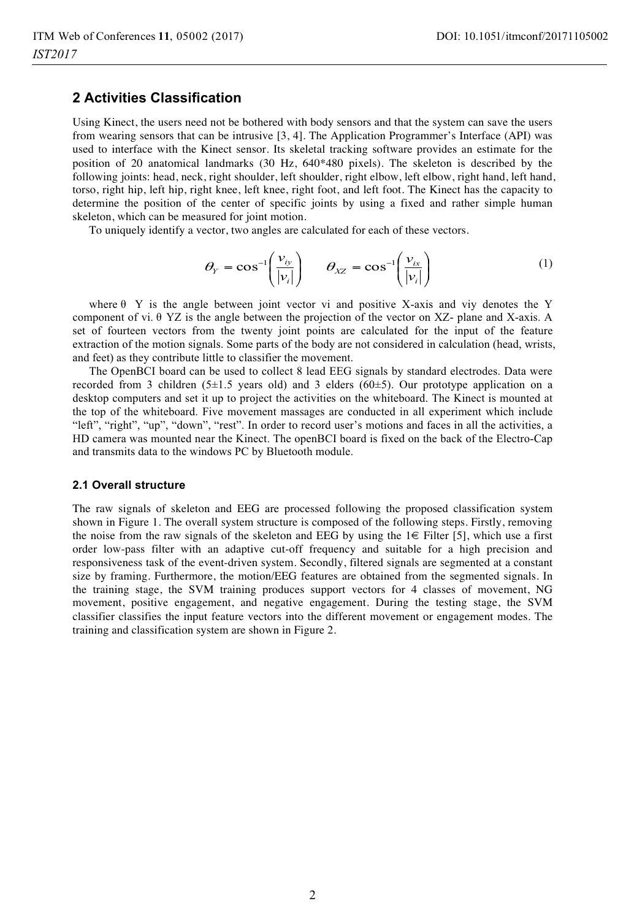## 2 Activities Classification

Using Kinect, the users need not be bothered with body sensors and that the system can save the users from wearing sensors that can be intrusive [3, 4]. The Application Programmer's Interface (API) was used to interface with the Kinect sensor. Its skeletal tracking software provides an estimate for the position of 20 anatomical landmarks (30 Hz, 640*480 pixels). The skeleton is described by the following joints: head, neck, right shoulder, left shoulder, right elbow, left elbow, right hand, left hand, torso, right hip, left hip, right knee, left knee, right foot, and left foot. The Kinect has the capacity to determine the position of the center of specific joints by using a fixed and rather simple human skeleton, which can be measured for joint motion.

To uniquely identify a vector, two angles are calculated for each of these vectors.

$$\theta_Y = \cos^{-1}\left(\frac{v_{iy}}{|v_i|}\right) \qquad \theta_{XZ} = \cos^{-1}\left(\frac{v_{ix}}{|v_i|}\right) \tag{1}$$

where θ Y is the angle between joint vector vi and positive X-axis and viy denotes the Y component of vi. θ YZ is the angle between the projection of the vector on XZ- plane and X-axis. A set of fourteen vectors from the twenty joint points are calculated for the input of the feature extraction of the motion signals. Some parts of the body are not considered in calculation (head, wrists, and feet) as they contribute little to classifier the movement.

The OpenBCI board can be used to collect 8 lead EEG signals by standard electrodes. Data were recorded from 3 children (5±1.5 years old) and 3 elders (60±5). Our prototype application on a desktop computers and set it up to project the activities on the whiteboard. The Kinect is mounted at the top of the whiteboard. Five movement massages are conducted in all experiment which include "left", "right", "up", "down", "rest". In order to record user's motions and faces in all the activities, a HD camera was mounted near the Kinect. The openBCI board is fixed on the back of the Electro-Cap and transmits data to the windows PC by Bluetooth module.

### 2.1 Overall structure

The raw signals of skeleton and EEG are processed following the proposed classification system shown in Figure 1. The overall system structure is composed of the following steps. Firstly, removing the noise from the raw signals of the skeleton and EEG by using the 1€ Filter [5], which use a first order low-pass filter with an adaptive cut-off frequency and suitable for a high precision and responsiveness task of the event-driven system. Secondly, filtered signals are segmented at a constant size by framing. Furthermore, the motion/EEG features are obtained from the segmented signals. In the training stage, the SVM training produces support vectors for 4 classes of movement, NG movement, positive engagement, and negative engagement. During the testing stage, the SVM classifier classifies the input feature vectors into the different movement or engagement modes. The training and classification system are shown in Figure 2.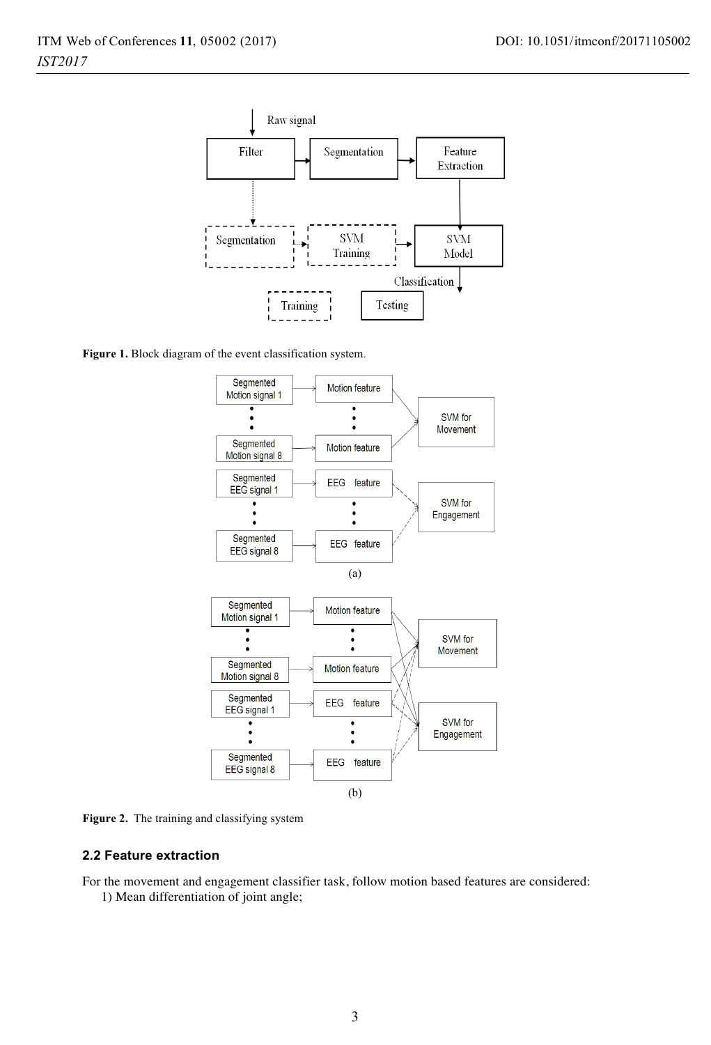Figure 1. Block diagram of the event classification system.

Figure 2. The training and classifying system

## 2.2 Feature extraction

For the movement and engagement classifier task, follow motion based features are considered:

1) Mean differentiation of joint angle;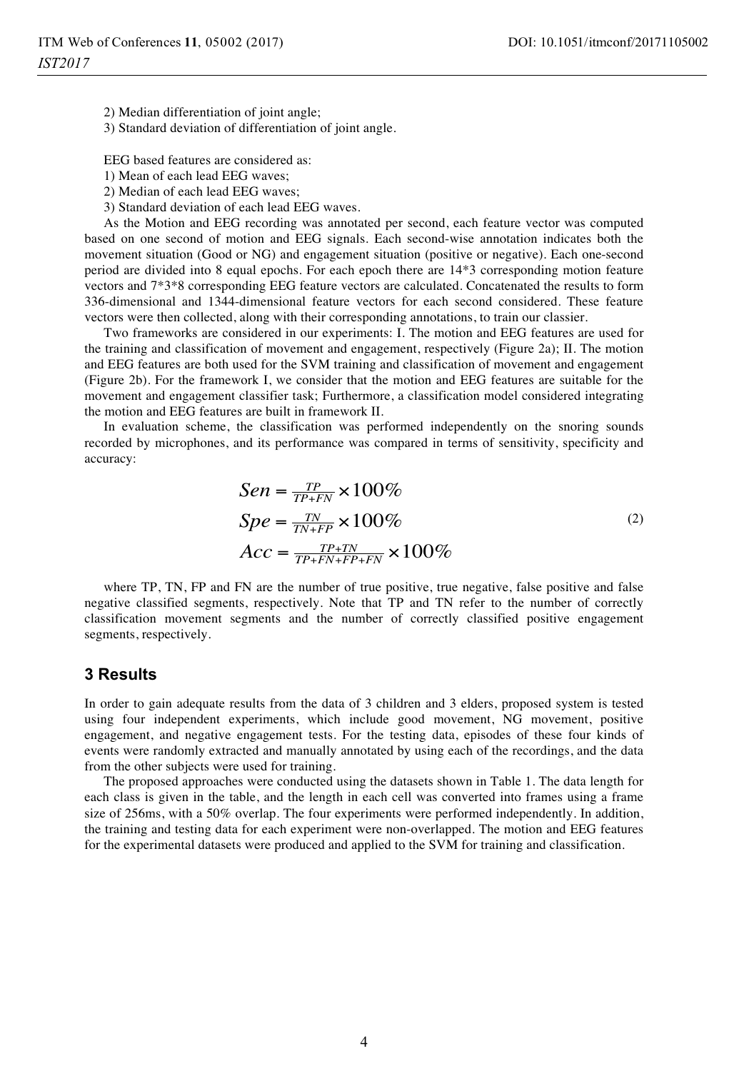2) Median differentiation of joint angle;

3) Standard deviation of differentiation of joint angle.

EEG based features are considered as:

1) Mean of each lead EEG waves;

2) Median of each lead EEG waves;

3) Standard deviation of each lead EEG waves.

As the Motion and EEG recording was annotated per second, each feature vector was computed based on one second of motion and EEG signals. Each second-wise annotation indicates both the movement situation (Good or NG) and engagement situation (positive or negative). Each one-second period are divided into 8 equal epochs. For each epoch there are 14*3 corresponding motion feature vectors and 7*3*8 corresponding EEG feature vectors are calculated. Concatenated the results to form 336-dimensional and 1344-dimensional feature vectors for each second considered. These feature vectors were then collected, along with their corresponding annotations, to train our classier.

Two frameworks are considered in our experiments: I. The motion and EEG features are used for the training and classification of movement and engagement, respectively (Figure 2a); II. The motion and EEG features are both used for the SVM training and classification of movement and engagement (Figure 2b). For the framework I, we consider that the motion and EEG features are suitable for the movement and engagement classifier task; Furthermore, a classification model considered integrating the motion and EEG features are built in framework II.

In evaluation scheme, the classification was performed independently on the snoring sounds recorded by microphones, and its performance was compared in terms of sensitivity, specificity and accuracy:

$$
\begin{aligned}
Sen &= \frac{TP}{TP+FN} \times 100\% \\
Spe &= \frac{TN}{TN+FP} \times 100\% \\
Acc &= \frac{TP+TN}{TP+FN+FP+FN} \times 100\%
\end{aligned}
\tag{2}
$$

where TP, TN, FP and FN are the number of true positive, true negative, false positive and false negative classified segments, respectively. Note that TP and TN refer to the number of correctly classification movement segments and the number of correctly classified positive engagement segments, respectively.

## 3 Results

In order to gain adequate results from the data of 3 children and 3 elders, proposed system is tested using four independent experiments, which include good movement, NG movement, positive engagement, and negative engagement tests. For the testing data, episodes of these four kinds of events were randomly extracted and manually annotated by using each of the recordings, and the data from the other subjects were used for training.

The proposed approaches were conducted using the datasets shown in Table 1. The data length for each class is given in the table, and the length in each cell was converted into frames using a frame size of 256ms, with a 50% overlap. The four experiments were performed independently. In addition, the training and testing data for each experiment were non-overlapped. The motion and EEG features for the experimental datasets were produced and applied to the SVM for training and classification.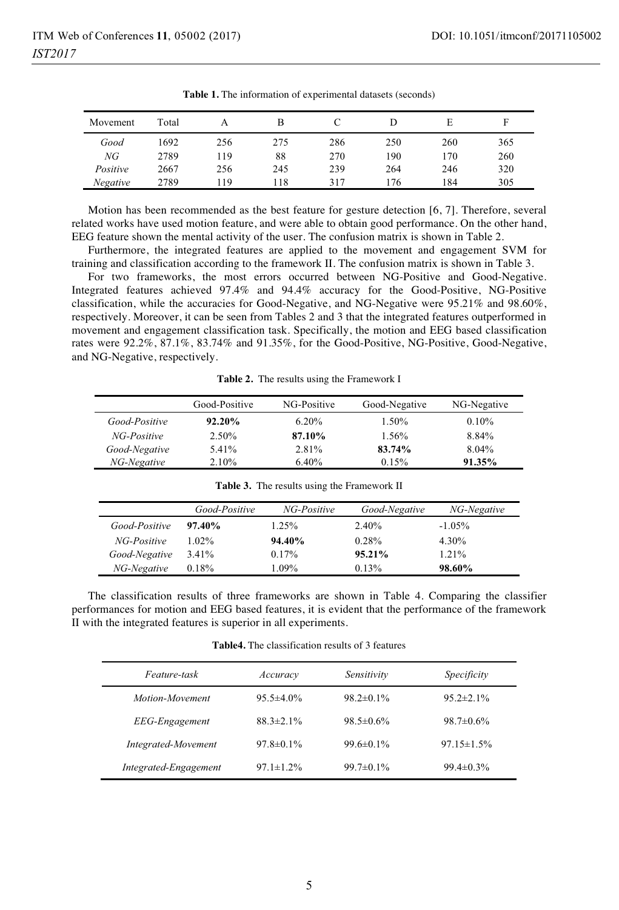**Table 1.** The information of experimental datasets (seconds)

| Movement | Total | A | B | C | D | E | F |
|---|---|---|---|---|---|---|---|
| *Good* | 1692 | 256 | 275 | 286 | 250 | 260 | 365 |
| *NG* | 2789 | 119 | 88 | 270 | 190 | 170 | 260 |
| *Positive* | 2667 | 256 | 245 | 239 | 264 | 246 | 320 |
| *Negative* | 2789 | 119 | 118 | 317 | 176 | 184 | 305 |

Motion has been recommended as the best feature for gesture detection [6, 7]. Therefore, several related works have used motion feature, and were able to obtain good performance. On the other hand, EEG feature shown the mental activity of the user. The confusion matrix is shown in Table 2.

Furthermore, the integrated features are applied to the movement and engagement SVM for training and classification according to the framework II. The confusion matrix is shown in Table 3.

For two frameworks, the most errors occurred between NG-Positive and Good-Negative. Integrated features achieved 97.4% and 94.4% accuracy for the Good-Positive, NG-Positive classification, while the accuracies for Good-Negative, and NG-Negative were 95.21% and 98.60%, respectively. Moreover, it can be seen from Tables 2 and 3 that the integrated features outperformed in movement and engagement classification task. Specifically, the motion and EEG based classification rates were 92.2%, 87.1%, 83.74% and 91.35%, for the Good-Positive, NG-Positive, Good-Negative, and NG-Negative, respectively.

**Table 2.** The results using the Framework I

| | Good-Positive | NG-Positive | Good-Negative | NG-Negative |
|---|---|---|---|---|
| *Good-Positive* | **92.20%** | 6.20% | 1.50% | 0.10% |
| *NG-Positive* | 2.50% | **87.10%** | 1.56% | 8.84% |
| *Good-Negative* | 5.41% | 2.81% | **83.74%** | 8.04% |
| *NG-Negative* | 2.10% | 6.40% | 0.15% | **91.35%** |

**Table 3.** The results using the Framework II

| | *Good-Positive* | *NG-Positive* | *Good-Negative* | *NG-Negative* |
|---|---|---|---|---|
| *Good-Positive* | **97.40%** | 1.25% | 2.40% | -1.05% |
| *NG-Positive* | 1.02% | **94.40%** | 0.28% | 4.30% |
| *Good-Negative* | 3.41% | 0.17% | **95.21%** | 1.21% |
| *NG-Negative* | 0.18% | 1.09% | 0.13% | **98.60%** |

The classification results of three frameworks are shown in Table 4. Comparing the classifier performances for motion and EEG based features, it is evident that the performance of the framework II with the integrated features is superior in all experiments.

**Table4.** The classification results of 3 features

| *Feature-task* | *Accuracy* | *Sensitivity* | *Specificity* |
|---|---|---|---|
| *Motion-Movement* | 95.5±4.0% | 98.2±0.1% | 95.2±2.1% |
| *EEG-Engagement* | 88.3±2.1% | 98.5±0.6% | 98.7±0.6% |
| *Integrated-Movement* | 97.8±0.1% | 99.6±0.1% | 97.15±1.5% |
| *Integrated-Engagement* | 97.1±1.2% | 99.7±0.1% | 99.4±0.3% |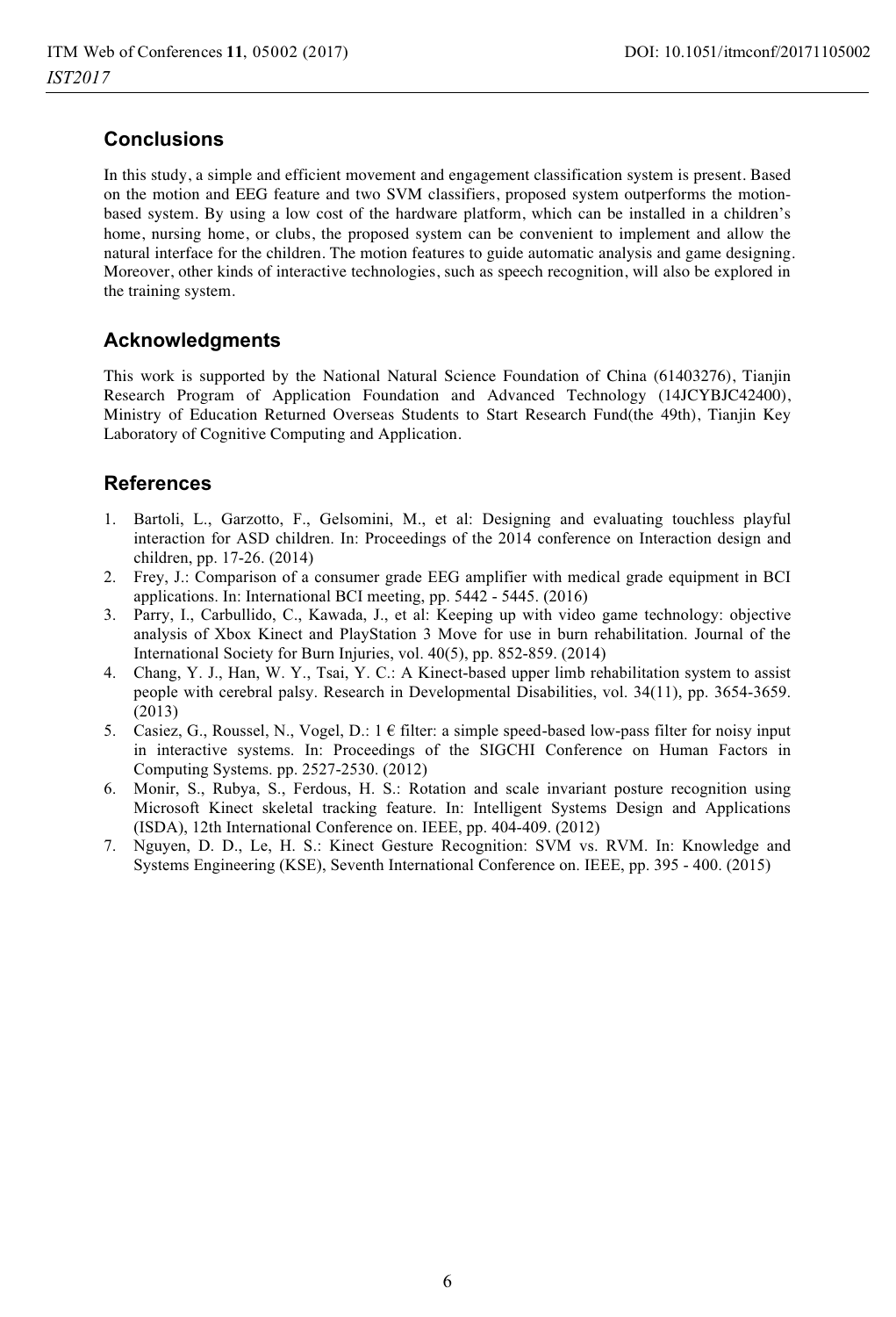## Conclusions

In this study, a simple and efficient movement and engagement classification system is present. Based on the motion and EEG feature and two SVM classifiers, proposed system outperforms the motion-based system. By using a low cost of the hardware platform, which can be installed in a children's home, nursing home, or clubs, the proposed system can be convenient to implement and allow the natural interface for the children. The motion features to guide automatic analysis and game designing. Moreover, other kinds of interactive technologies, such as speech recognition, will also be explored in the training system.

## Acknowledgments

This work is supported by the National Natural Science Foundation of China (61403276), Tianjin Research Program of Application Foundation and Advanced Technology (14JCYBJC42400), Ministry of Education Returned Overseas Students to Start Research Fund(the 49th), Tianjin Key Laboratory of Cognitive Computing and Application.

## References

1. Bartoli, L., Garzotto, F., Gelsomini, M., et al: Designing and evaluating touchless playful interaction for ASD children. In: Proceedings of the 2014 conference on Interaction design and children, pp. 17-26. (2014)
2. Frey, J.: Comparison of a consumer grade EEG amplifier with medical grade equipment in BCI applications. In: International BCI meeting, pp. 5442 - 5445. (2016)
3. Parry, I., Carbullido, C., Kawada, J., et al: Keeping up with video game technology: objective analysis of Xbox Kinect and PlayStation 3 Move for use in burn rehabilitation. Journal of the International Society for Burn Injuries, vol. 40(5), pp. 852-859. (2014)
4. Chang, Y. J., Han, W. Y., Tsai, Y. C.: A Kinect-based upper limb rehabilitation system to assist people with cerebral palsy. Research in Developmental Disabilities, vol. 34(11), pp. 3654-3659. (2013)
5. Casiez, G., Roussel, N., Vogel, D.: 1 € filter: a simple speed-based low-pass filter for noisy input in interactive systems. In: Proceedings of the SIGCHI Conference on Human Factors in Computing Systems. pp. 2527-2530. (2012)
6. Monir, S., Rubya, S., Ferdous, H. S.: Rotation and scale invariant posture recognition using Microsoft Kinect skeletal tracking feature. In: Intelligent Systems Design and Applications (ISDA), 12th International Conference on. IEEE, pp. 404-409. (2012)
7. Nguyen, D. D., Le, H. S.: Kinect Gesture Recognition: SVM vs. RVM. In: Knowledge and Systems Engineering (KSE), Seventh International Conference on. IEEE, pp. 395 - 400. (2015)